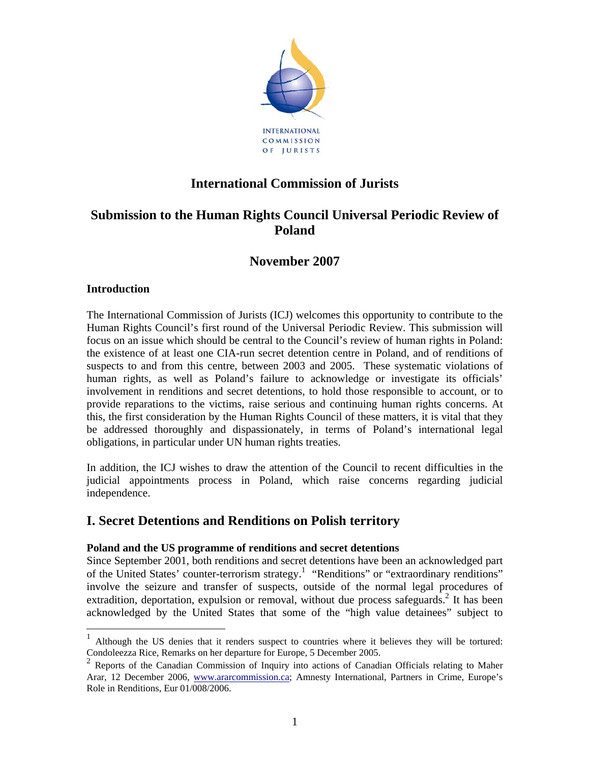INTERNATIONAL COMMISSION OF JURISTS

# International Commission of Jurists

## Submission to the Human Rights Council Universal Periodic Review of Poland

## November 2007

### Introduction

The International Commission of Jurists (ICJ) welcomes this opportunity to contribute to the Human Rights Council's first round of the Universal Periodic Review. This submission will focus on an issue which should be central to the Council's review of human rights in Poland: the existence of at least one CIA-run secret detention centre in Poland, and of renditions of suspects to and from this centre, between 2003 and 2005. These systematic violations of human rights, as well as Poland's failure to acknowledge or investigate its officials' involvement in renditions and secret detentions, to hold those responsible to account, or to provide reparations to the victims, raise serious and continuing human rights concerns. At this, the first consideration by the Human Rights Council of these matters, it is vital that they be addressed thoroughly and dispassionately, in terms of Poland's international legal obligations, in particular under UN human rights treaties.

In addition, the ICJ wishes to draw the attention of the Council to recent difficulties in the judicial appointments process in Poland, which raise concerns regarding judicial independence.

## I. Secret Detentions and Renditions on Polish territory

### Poland and the US programme of renditions and secret detentions

Since September 2001, both renditions and secret detentions have been an acknowledged part of the United States' counter-terrorism strategy.[1] "Renditions" or "extraordinary renditions" involve the seizure and transfer of suspects, outside of the normal legal procedures of extradition, deportation, expulsion or removal, without due process safeguards.[2] It has been acknowledged by the United States that some of the "high value detainees" subject to

---

[1] Although the US denies that it renders suspect to countries where it believes they will be tortured: Condoleezza Rice, Remarks on her departure for Europe, 5 December 2005.

[2] Reports of the Canadian Commission of Inquiry into actions of Canadian Officials relating to Maher Arar, 12 December 2006, www.ararcommission.ca; Amnesty International, Partners in Crime, Europe's Role in Renditions, Eur 01/008/2006.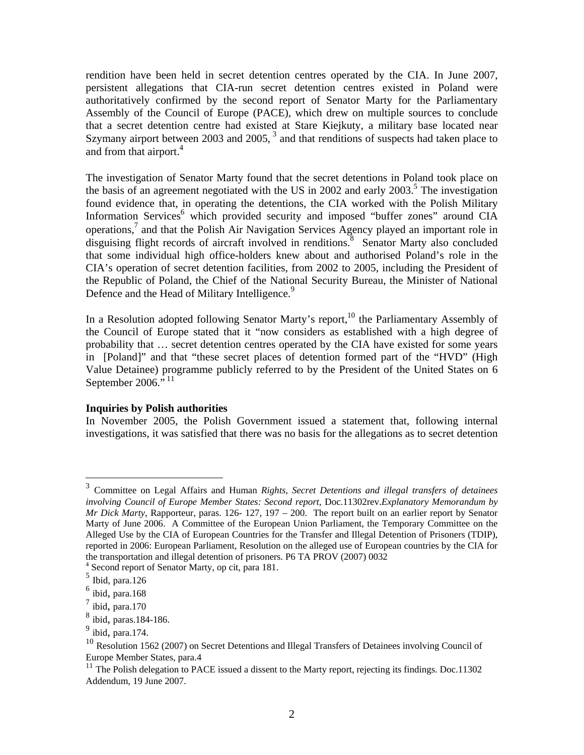rendition have been held in secret detention centres operated by the CIA. In June 2007, persistent allegations that CIA-run secret detention centres existed in Poland were authoritatively confirmed by the second report of Senator Marty for the Parliamentary Assembly of the Council of Europe (PACE), which drew on multiple sources to conclude that a secret detention centre had existed at Stare Kiejkuty, a military base located near Szymany airport between 2003 and 2005, [3] and that renditions of suspects had taken place to and from that airport.[4]

The investigation of Senator Marty found that the secret detentions in Poland took place on the basis of an agreement negotiated with the US in 2002 and early 2003.[5] The investigation found evidence that, in operating the detentions, the CIA worked with the Polish Military Information Services[6] which provided security and imposed "buffer zones" around CIA operations,[7] and that the Polish Air Navigation Services Agency played an important role in disguising flight records of aircraft involved in renditions.[8] Senator Marty also concluded that some individual high office-holders knew about and authorised Poland's role in the CIA's operation of secret detention facilities, from 2002 to 2005, including the President of the Republic of Poland, the Chief of the National Security Bureau, the Minister of National Defence and the Head of Military Intelligence.[9]

In a Resolution adopted following Senator Marty's report,[10] the Parliamentary Assembly of the Council of Europe stated that it "now considers as established with a high degree of probability that … secret detention centres operated by the CIA have existed for some years in [Poland]" and that "these secret places of detention formed part of the "HVD" (High Value Detainee) programme publicly referred to by the President of the United States on 6 September 2006." [11]

**Inquiries by Polish authorities**

In November 2005, the Polish Government issued a statement that, following internal investigations, it was satisfied that there was no basis for the allegations as to secret detention

---

[3] Committee on Legal Affairs and Human *Rights, Secret Detentions and illegal transfers of detainees involving Council of Europe Member States: Second report*, Doc.11302rev.*Explanatory Memorandum by Mr Dick Marty*, Rapporteur, paras. 126- 127, 197 – 200. The report built on an earlier report by Senator Marty of June 2006. A Committee of the European Union Parliament, the Temporary Committee on the Alleged Use by the CIA of European Countries for the Transfer and Illegal Detention of Prisoners (TDIP), reported in 2006: European Parliament, Resolution on the alleged use of European countries by the CIA for the transportation and illegal detention of prisoners. P6 TA PROV (2007) 0032

[4] Second report of Senator Marty, op cit, para 181.

[5] Ibid, para.126

[6] ibid, para.168

[7] ibid, para.170

[8] ibid, paras.184-186.

[9] ibid, para.174.

[10] Resolution 1562 (2007) on Secret Detentions and Illegal Transfers of Detainees involving Council of Europe Member States, para.4

[11] The Polish delegation to PACE issued a dissent to the Marty report, rejecting its findings. Doc.11302 Addendum, 19 June 2007.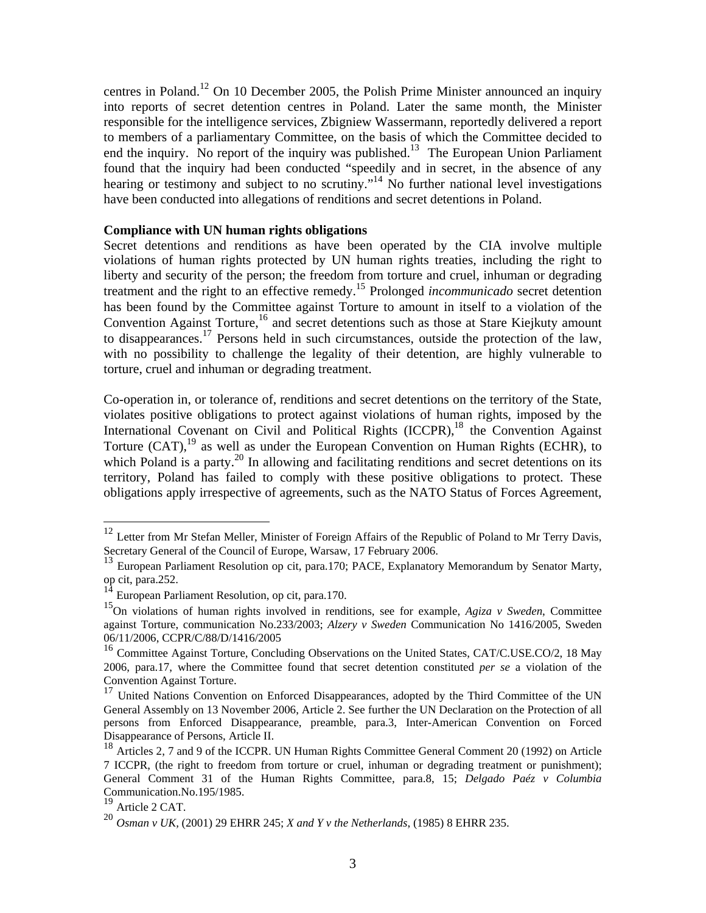centres in Poland.[12] On 10 December 2005, the Polish Prime Minister announced an inquiry into reports of secret detention centres in Poland. Later the same month, the Minister responsible for the intelligence services, Zbigniew Wassermann, reportedly delivered a report to members of a parliamentary Committee, on the basis of which the Committee decided to end the inquiry. No report of the inquiry was published.[13] The European Union Parliament found that the inquiry had been conducted "speedily and in secret, in the absence of any hearing or testimony and subject to no scrutiny."[14] No further national level investigations have been conducted into allegations of renditions and secret detentions in Poland.

**Compliance with UN human rights obligations**

Secret detentions and renditions as have been operated by the CIA involve multiple violations of human rights protected by UN human rights treaties, including the right to liberty and security of the person; the freedom from torture and cruel, inhuman or degrading treatment and the right to an effective remedy.[15] Prolonged *incommunicado* secret detention has been found by the Committee against Torture to amount in itself to a violation of the Convention Against Torture,[16] and secret detentions such as those at Stare Kiejkuty amount to disappearances.[17] Persons held in such circumstances, outside the protection of the law, with no possibility to challenge the legality of their detention, are highly vulnerable to torture, cruel and inhuman or degrading treatment.

Co-operation in, or tolerance of, renditions and secret detentions on the territory of the State, violates positive obligations to protect against violations of human rights, imposed by the International Covenant on Civil and Political Rights (ICCPR),[18] the Convention Against Torture (CAT),[19] as well as under the European Convention on Human Rights (ECHR), to which Poland is a party.[20] In allowing and facilitating renditions and secret detentions on its territory, Poland has failed to comply with these positive obligations to protect. These obligations apply irrespective of agreements, such as the NATO Status of Forces Agreement,

---

[12] Letter from Mr Stefan Meller, Minister of Foreign Affairs of the Republic of Poland to Mr Terry Davis, Secretary General of the Council of Europe, Warsaw, 17 February 2006.

[13] European Parliament Resolution op cit, para.170; PACE, Explanatory Memorandum by Senator Marty, op cit, para.252.

[14] European Parliament Resolution, op cit, para.170.

[15] On violations of human rights involved in renditions, see for example, *Agiza v Sweden*, Committee against Torture, communication No.233/2003; *Alzery v Sweden* Communication No 1416/2005, Sweden 06/11/2006, CCPR/C/88/D/1416/2005

[16] Committee Against Torture, Concluding Observations on the United States, CAT/C.USE.CO/2, 18 May 2006, para.17, where the Committee found that secret detention constituted *per se* a violation of the Convention Against Torture.

[17] United Nations Convention on Enforced Disappearances, adopted by the Third Committee of the UN General Assembly on 13 November 2006, Article 2. See further the UN Declaration on the Protection of all persons from Enforced Disappearance, preamble, para.3, Inter-American Convention on Forced Disappearance of Persons, Article II.

[18] Articles 2, 7 and 9 of the ICCPR. UN Human Rights Committee General Comment 20 (1992) on Article 7 ICCPR, (the right to freedom from torture or cruel, inhuman or degrading treatment or punishment); General Comment 31 of the Human Rights Committee, para.8, 15; *Delgado Paéz v Columbia* Communication.No.195/1985.

[19] Article 2 CAT.

[20] *Osman v UK*, (2001) 29 EHRR 245; *X and Y v the Netherlands*, (1985) 8 EHRR 235.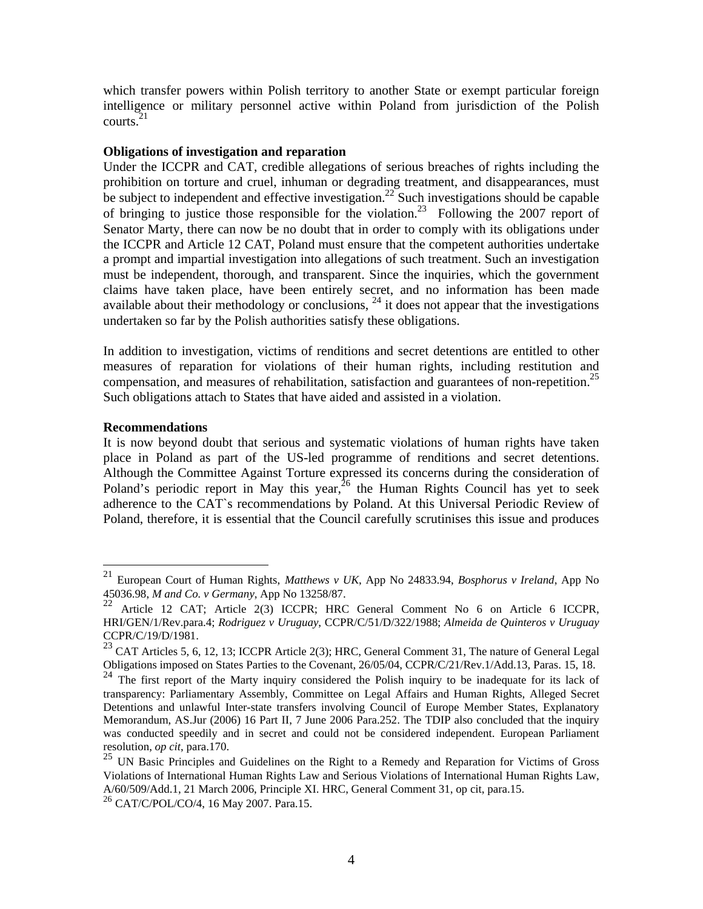which transfer powers within Polish territory to another State or exempt particular foreign intelligence or military personnel active within Poland from jurisdiction of the Polish courts.[21]

**Obligations of investigation and reparation**

Under the ICCPR and CAT, credible allegations of serious breaches of rights including the prohibition on torture and cruel, inhuman or degrading treatment, and disappearances, must be subject to independent and effective investigation.[22] Such investigations should be capable of bringing to justice those responsible for the violation.[23] Following the 2007 report of Senator Marty, there can now be no doubt that in order to comply with its obligations under the ICCPR and Article 12 CAT, Poland must ensure that the competent authorities undertake a prompt and impartial investigation into allegations of such treatment. Such an investigation must be independent, thorough, and transparent. Since the inquiries, which the government claims have taken place, have been entirely secret, and no information has been made available about their methodology or conclusions, [24] it does not appear that the investigations undertaken so far by the Polish authorities satisfy these obligations.

In addition to investigation, victims of renditions and secret detentions are entitled to other measures of reparation for violations of their human rights, including restitution and compensation, and measures of rehabilitation, satisfaction and guarantees of non-repetition.[25] Such obligations attach to States that have aided and assisted in a violation.

**Recommendations**

It is now beyond doubt that serious and systematic violations of human rights have taken place in Poland as part of the US-led programme of renditions and secret detentions. Although the Committee Against Torture expressed its concerns during the consideration of Poland's periodic report in May this year,[26] the Human Rights Council has yet to seek adherence to the CAT`s recommendations by Poland. At this Universal Periodic Review of Poland, therefore, it is essential that the Council carefully scrutinises this issue and produces

---

[21] European Court of Human Rights, *Matthews v UK*, App No 24833.94, *Bosphorus v Ireland*, App No 45036.98, *M and Co. v Germany*, App No 13258/87.

[22] Article 12 CAT; Article 2(3) ICCPR; HRC General Comment No 6 on Article 6 ICCPR, HRI/GEN/1/Rev.para.4; *Rodriguez v Uruguay*, CCPR/C/51/D/322/1988; *Almeida de Quinteros v Uruguay* CCPR/C/19/D/1981.

[23] CAT Articles 5, 6, 12, 13; ICCPR Article 2(3); HRC, General Comment 31, The nature of General Legal Obligations imposed on States Parties to the Covenant, 26/05/04, CCPR/C/21/Rev.1/Add.13, Paras. 15, 18.

[24] The first report of the Marty inquiry considered the Polish inquiry to be inadequate for its lack of transparency: Parliamentary Assembly, Committee on Legal Affairs and Human Rights, Alleged Secret Detentions and unlawful Inter-state transfers involving Council of Europe Member States, Explanatory Memorandum, AS.Jur (2006) 16 Part II, 7 June 2006 Para.252. The TDIP also concluded that the inquiry was conducted speedily and in secret and could not be considered independent. European Parliament resolution, *op cit*, para.170.

[25] UN Basic Principles and Guidelines on the Right to a Remedy and Reparation for Victims of Gross Violations of International Human Rights Law and Serious Violations of International Human Rights Law, A/60/509/Add.1, 21 March 2006, Principle XI. HRC, General Comment 31, op cit, para.15.

[26] CAT/C/POL/CO/4, 16 May 2007. Para.15.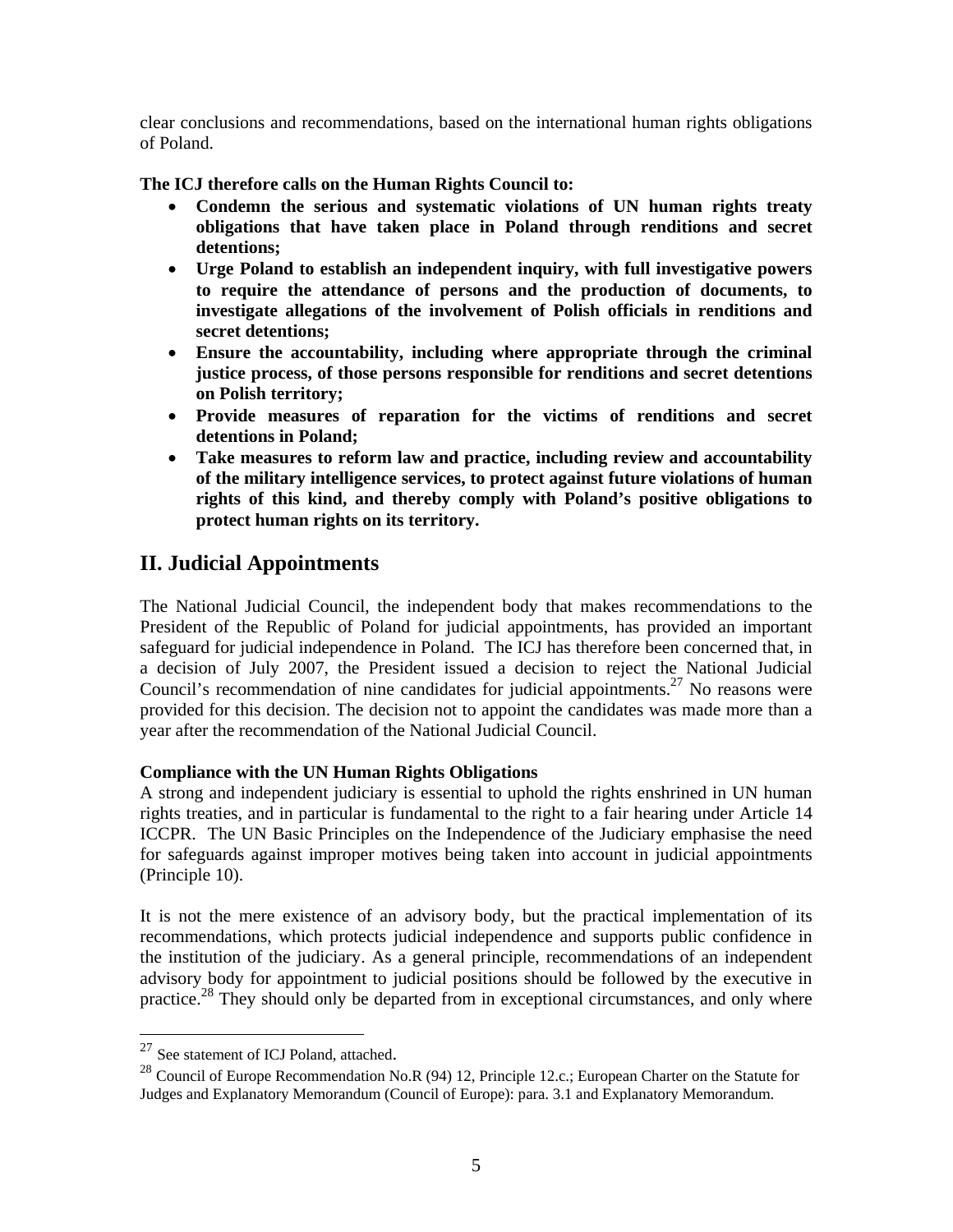clear conclusions and recommendations, based on the international human rights obligations of Poland.

**The ICJ therefore calls on the Human Rights Council to:**

- **Condemn the serious and systematic violations of UN human rights treaty obligations that have taken place in Poland through renditions and secret detentions;**
- **Urge Poland to establish an independent inquiry, with full investigative powers to require the attendance of persons and the production of documents, to investigate allegations of the involvement of Polish officials in renditions and secret detentions;**
- **Ensure the accountability, including where appropriate through the criminal justice process, of those persons responsible for renditions and secret detentions on Polish territory;**
- **Provide measures of reparation for the victims of renditions and secret detentions in Poland;**
- **Take measures to reform law and practice, including review and accountability of the military intelligence services, to protect against future violations of human rights of this kind, and thereby comply with Poland's positive obligations to protect human rights on its territory.**

## II. Judicial Appointments

The National Judicial Council, the independent body that makes recommendations to the President of the Republic of Poland for judicial appointments, has provided an important safeguard for judicial independence in Poland. The ICJ has therefore been concerned that, in a decision of July 2007, the President issued a decision to reject the National Judicial Council's recommendation of nine candidates for judicial appointments.[27] No reasons were provided for this decision. The decision not to appoint the candidates was made more than a year after the recommendation of the National Judicial Council.

**Compliance with the UN Human Rights Obligations**

A strong and independent judiciary is essential to uphold the rights enshrined in UN human rights treaties, and in particular is fundamental to the right to a fair hearing under Article 14 ICCPR. The UN Basic Principles on the Independence of the Judiciary emphasise the need for safeguards against improper motives being taken into account in judicial appointments (Principle 10).

It is not the mere existence of an advisory body, but the practical implementation of its recommendations, which protects judicial independence and supports public confidence in the institution of the judiciary. As a general principle, recommendations of an independent advisory body for appointment to judicial positions should be followed by the executive in practice.[28] They should only be departed from in exceptional circumstances, and only where

---

[27] See statement of ICJ Poland, attached.

[28] Council of Europe Recommendation No.R (94) 12, Principle 12.c.; European Charter on the Statute for Judges and Explanatory Memorandum (Council of Europe): para. 3.1 and Explanatory Memorandum.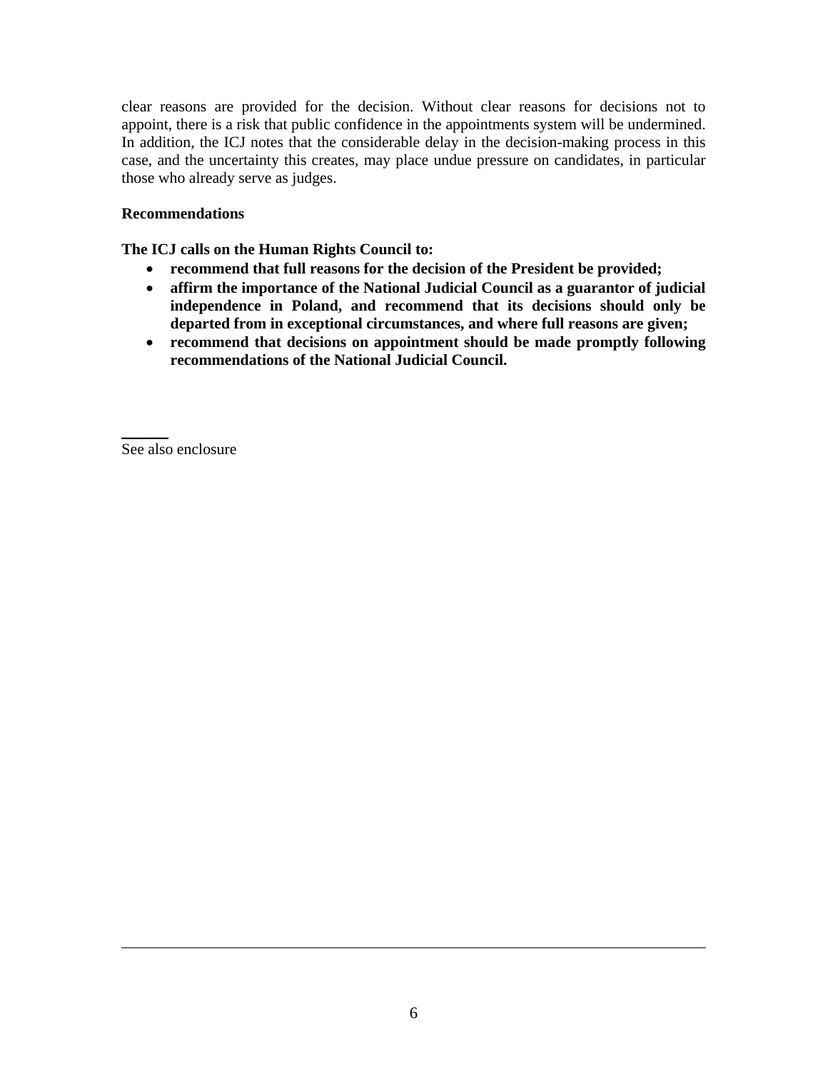clear reasons are provided for the decision. Without clear reasons for decisions not to appoint, there is a risk that public confidence in the appointments system will be undermined. In addition, the ICJ notes that the considerable delay in the decision-making process in this case, and the uncertainty this creates, may place undue pressure on candidates, in particular those who already serve as judges.

**Recommendations**

**The ICJ calls on the Human Rights Council to:**

- **recommend that full reasons for the decision of the President be provided;**
- **affirm the importance of the National Judicial Council as a guarantor of judicial independence in Poland, and recommend that its decisions should only be departed from in exceptional circumstances, and where full reasons are given;**
- **recommend that decisions on appointment should be made promptly following recommendations of the National Judicial Council.**

---

See also enclosure